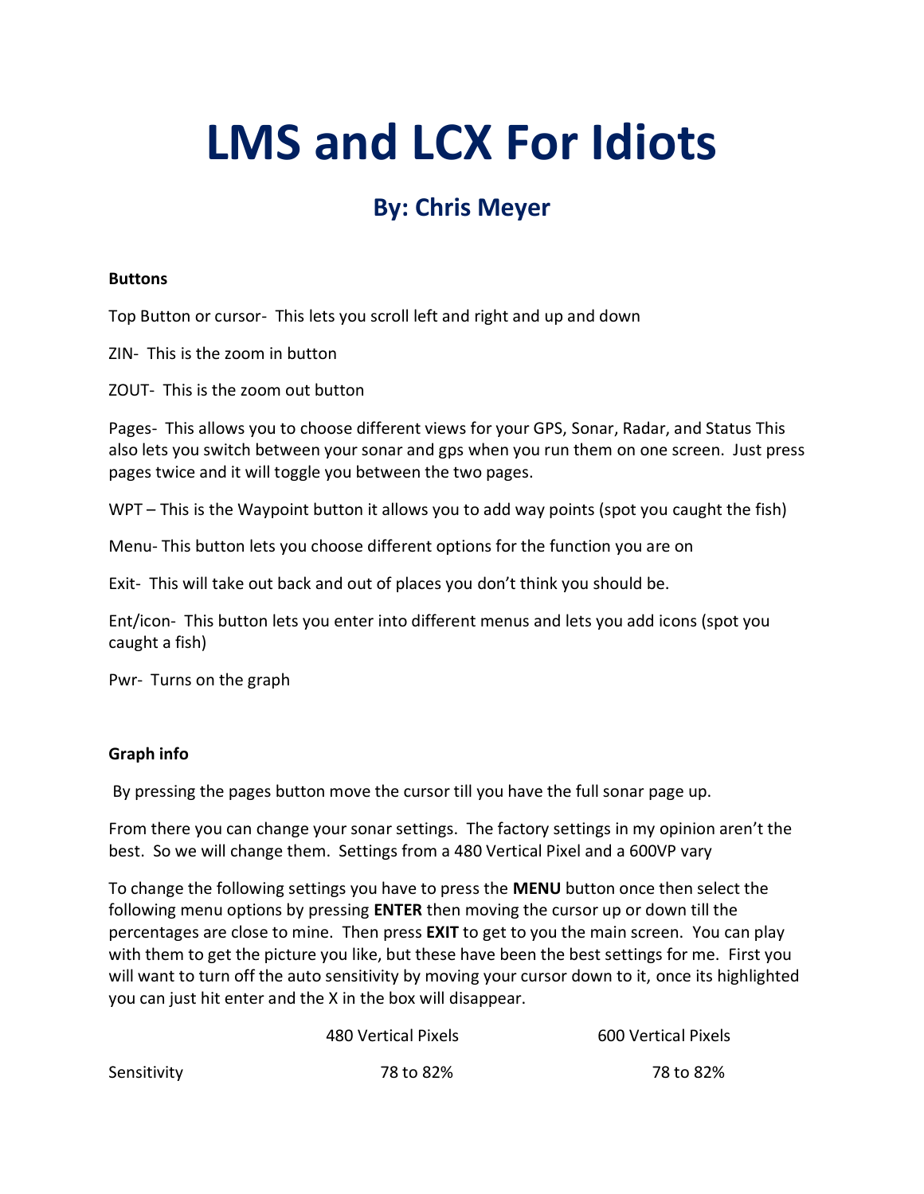# LMS and LCX For Idiots

## By: Chris Meyer

**Buttons**

Top Button or cursor- This lets you scroll left and right and up and down

ZIN- This is the zoom in button

ZOUT- This is the zoom out button

Pages- This allows you to choose different views for your GPS, Sonar, Radar, and Status This also lets you switch between your sonar and gps when you run them on one screen. Just press pages twice and it will toggle you between the two pages.

WPT – This is the Waypoint button it allows you to add way points (spot you caught the fish)

Menu- This button lets you choose different options for the function you are on

Exit- This will take out back and out of places you don't think you should be.

Ent/icon- This button lets you enter into different menus and lets you add icons (spot you caught a fish)

Pwr- Turns on the graph

**Graph info**

By pressing the pages button move the cursor till you have the full sonar page up.

From there you can change your sonar settings. The factory settings in my opinion aren't the best. So we will change them. Settings from a 480 Vertical Pixel and a 600VP vary

To change the following settings you have to press the **MENU** button once then select the following menu options by pressing **ENTER** then moving the cursor up or down till the percentages are close to mine. Then press **EXIT** to get to you the main screen. You can play with them to get the picture you like, but these have been the best settings for me. First you will want to turn off the auto sensitivity by moving your cursor down to it, once its highlighted you can just hit enter and the X in the box will disappear.

| | 480 Vertical Pixels | 600 Vertical Pixels |
|---|---|---|
| Sensitivity | 78 to 82% | 78 to 82% |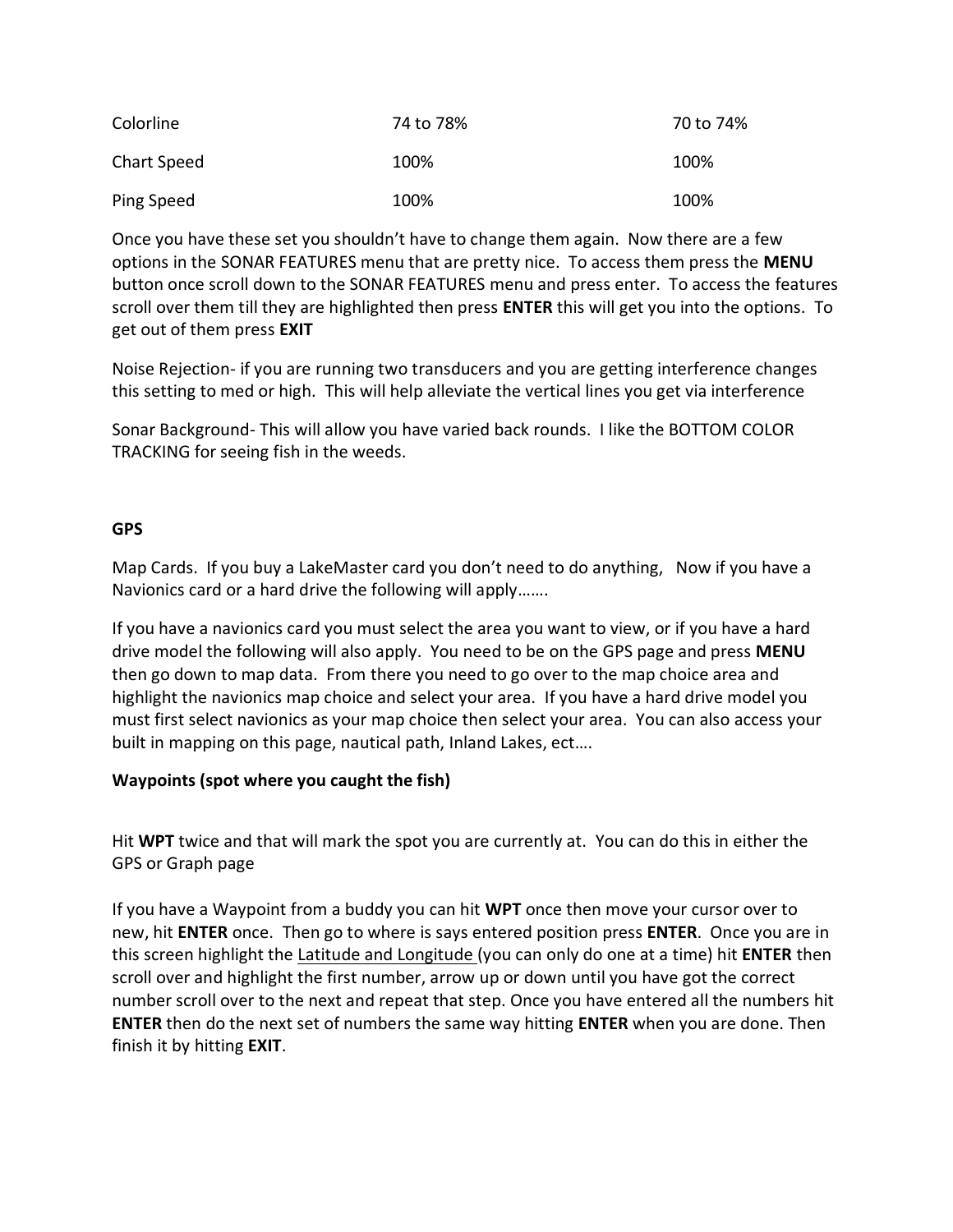| | | |
|---|---|---|
| Colorline | 74 to 78% | 70 to 74% |
| Chart Speed | 100% | 100% |
| Ping Speed | 100% | 100% |

Once you have these set you shouldn't have to change them again. Now there are a few options in the SONAR FEATURES menu that are pretty nice. To access them press the **MENU** button once scroll down to the SONAR FEATURES menu and press enter. To access the features scroll over them till they are highlighted then press **ENTER** this will get you into the options. To get out of them press **EXIT**

Noise Rejection- if you are running two transducers and you are getting interference changes this setting to med or high. This will help alleviate the vertical lines you get via interference

Sonar Background- This will allow you have varied back rounds. I like the BOTTOM COLOR TRACKING for seeing fish in the weeds.

**GPS**

Map Cards. If you buy a LakeMaster card you don't need to do anything, Now if you have a Navionics card or a hard drive the following will apply…….

If you have a navionics card you must select the area you want to view, or if you have a hard drive model the following will also apply. You need to be on the GPS page and press **MENU** then go down to map data. From there you need to go over to the map choice area and highlight the navionics map choice and select your area. If you have a hard drive model you must first select navionics as your map choice then select your area. You can also access your built in mapping on this page, nautical path, Inland Lakes, ect….

**Waypoints (spot where you caught the fish)**

Hit **WPT** twice and that will mark the spot you are currently at. You can do this in either the GPS or Graph page

If you have a Waypoint from a buddy you can hit **WPT** once then move your cursor over to new, hit **ENTER** once. Then go to where is says entered position press **ENTER**. Once you are in this screen highlight the <u>Latitude and Longitude</u> (you can only do one at a time) hit **ENTER** then scroll over and highlight the first number, arrow up or down until you have got the correct number scroll over to the next and repeat that step. Once you have entered all the numbers hit **ENTER** then do the next set of numbers the same way hitting **ENTER** when you are done. Then finish it by hitting **EXIT**.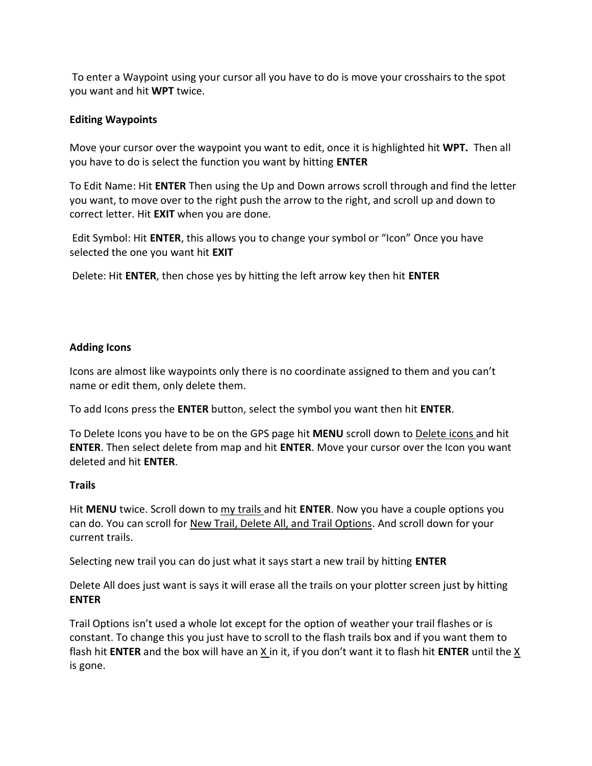To enter a Waypoint using your cursor all you have to do is move your crosshairs to the spot you want and hit **WPT** twice.

**Editing Waypoints**

Move your cursor over the waypoint you want to edit, once it is highlighted hit **WPT.** Then all you have to do is select the function you want by hitting **ENTER**

To Edit Name: Hit **ENTER** Then using the Up and Down arrows scroll through and find the letter you want, to move over to the right push the arrow to the right, and scroll up and down to correct letter. Hit **EXIT** when you are done.

Edit Symbol: Hit **ENTER**, this allows you to change your symbol or "Icon" Once you have selected the one you want hit **EXIT**

Delete: Hit **ENTER**, then chose yes by hitting the left arrow key then hit **ENTER**

**Adding Icons**

Icons are almost like waypoints only there is no coordinate assigned to them and you can't name or edit them, only delete them.

To add Icons press the **ENTER** button, select the symbol you want then hit **ENTER**.

To Delete Icons you have to be on the GPS page hit **MENU** scroll down to <u>Delete icons</u> and hit **ENTER**. Then select delete from map and hit **ENTER**. Move your cursor over the Icon you want deleted and hit **ENTER**.

**Trails**

Hit **MENU** twice. Scroll down to <u>my trails</u> and hit **ENTER**. Now you have a couple options you can do. You can scroll for <u>New Trail, Delete All, and Trail Options</u>. And scroll down for your current trails.

Selecting new trail you can do just what it says start a new trail by hitting **ENTER**

Delete All does just want is says it will erase all the trails on your plotter screen just by hitting **ENTER**

Trail Options isn't used a whole lot except for the option of weather your trail flashes or is constant. To change this you just have to scroll to the flash trails box and if you want them to flash hit **ENTER** and the box will have an <u>X</u> in it, if you don't want it to flash hit **ENTER** until the <u>X</u> is gone.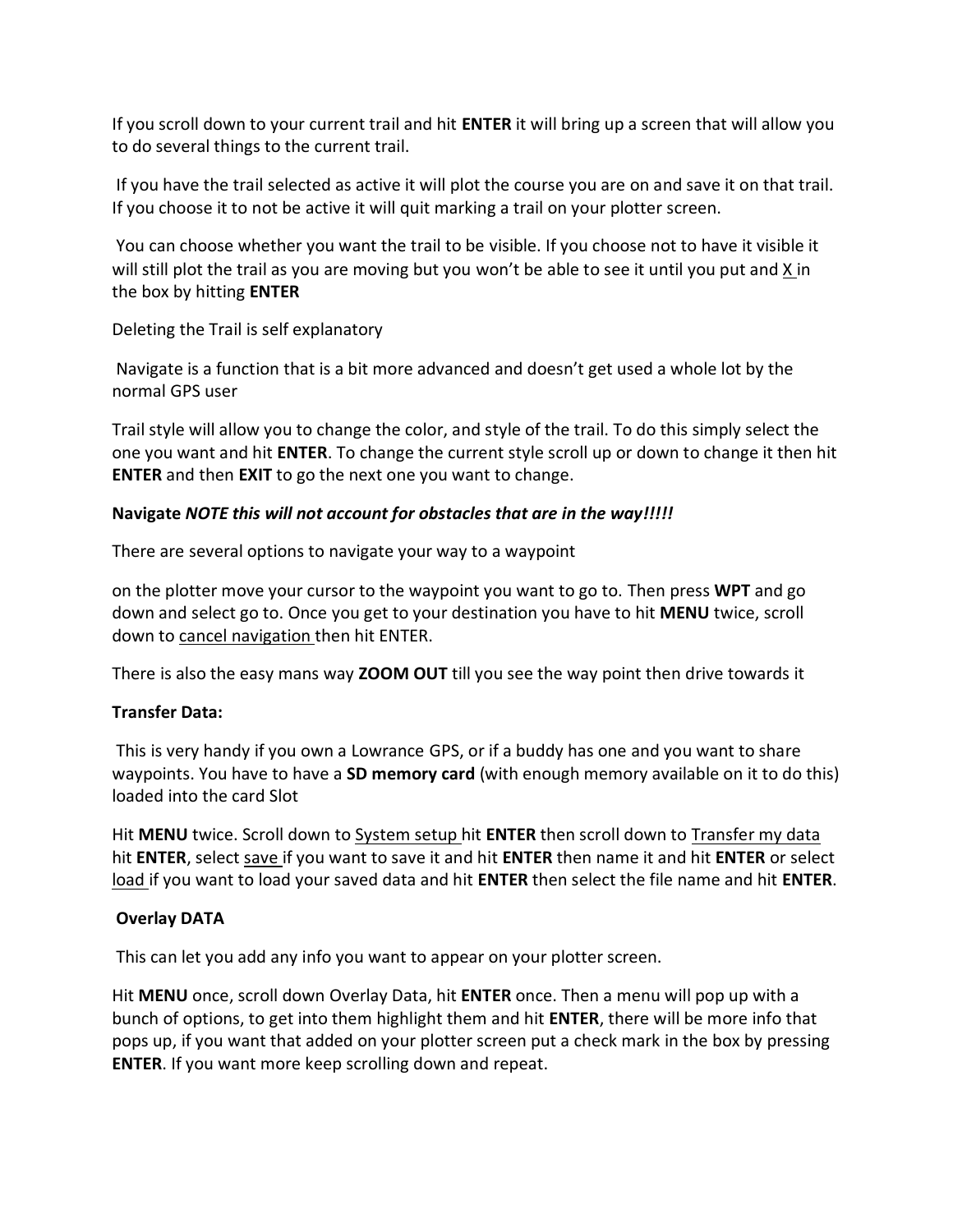If you scroll down to your current trail and hit **ENTER** it will bring up a screen that will allow you to do several things to the current trail.

If you have the trail selected as active it will plot the course you are on and save it on that trail. If you choose it to not be active it will quit marking a trail on your plotter screen.

You can choose whether you want the trail to be visible. If you choose not to have it visible it will still plot the trail as you are moving but you won't be able to see it until you put and <u>X</u> in the box by hitting **ENTER**

Deleting the Trail is self explanatory

Navigate is a function that is a bit more advanced and doesn't get used a whole lot by the normal GPS user

Trail style will allow you to change the color, and style of the trail. To do this simply select the one you want and hit **ENTER**. To change the current style scroll up or down to change it then hit **ENTER** and then **EXIT** to go the next one you want to change.

**Navigate** ***NOTE this will not account for obstacles that are in the way!!!!!***

There are several options to navigate your way to a waypoint

on the plotter move your cursor to the waypoint you want to go to. Then press **WPT** and go down and select go to. Once you get to your destination you have to hit **MENU** twice, scroll down to <u>cancel navigation</u> then hit ENTER.

There is also the easy mans way **ZOOM OUT** till you see the way point then drive towards it

**Transfer Data:**

This is very handy if you own a Lowrance GPS, or if a buddy has one and you want to share waypoints. You have to have a **SD memory card** (with enough memory available on it to do this) loaded into the card Slot

Hit **MENU** twice. Scroll down to <u>System setup</u> hit **ENTER** then scroll down to <u>Transfer my data</u> hit **ENTER**, select <u>save</u> if you want to save it and hit **ENTER** then name it and hit **ENTER** or select <u>load</u> if you want to load your saved data and hit **ENTER** then select the file name and hit **ENTER**.

**Overlay DATA**

This can let you add any info you want to appear on your plotter screen.

Hit **MENU** once, scroll down Overlay Data, hit **ENTER** once. Then a menu will pop up with a bunch of options, to get into them highlight them and hit **ENTER**, there will be more info that pops up, if you want that added on your plotter screen put a check mark in the box by pressing **ENTER**. If you want more keep scrolling down and repeat.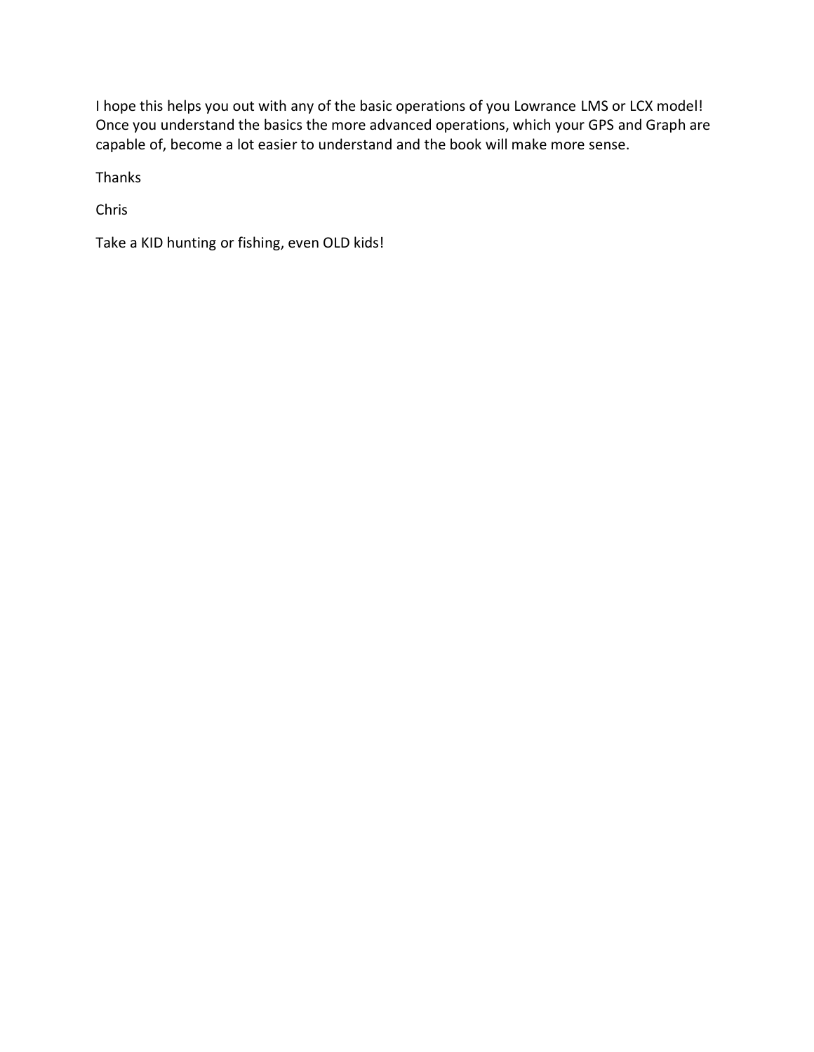I hope this helps you out with any of the basic operations of you Lowrance LMS or LCX model! Once you understand the basics the more advanced operations, which your GPS and Graph are capable of, become a lot easier to understand and the book will make more sense.

Thanks

Chris

Take a KID hunting or fishing, even OLD kids!